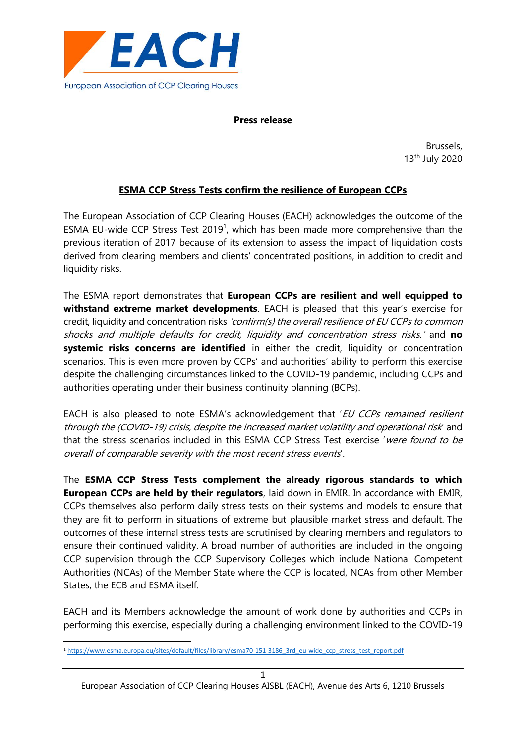EACH

European Association of CCP Clearing Houses

**Press release**

Brussels,
13th July 2020

**ESMA CCP Stress Tests confirm the resilience of European CCPs**

The European Association of CCP Clearing Houses (EACH) acknowledges the outcome of the ESMA EU-wide CCP Stress Test 2019[1], which has been made more comprehensive than the previous iteration of 2017 because of its extension to assess the impact of liquidation costs derived from clearing members and clients' concentrated positions, in addition to credit and liquidity risks.

The ESMA report demonstrates that **European CCPs are resilient and well equipped to withstand extreme market developments**. EACH is pleased that this year's exercise for credit, liquidity and concentration risks *'confirm(s) the overall resilience of EU CCPs to common shocks and multiple defaults for credit, liquidity and concentration stress risks.'* and **no systemic risks concerns are identified** in either the credit, liquidity or concentration scenarios. This is even more proven by CCPs' and authorities' ability to perform this exercise despite the challenging circumstances linked to the COVID-19 pandemic, including CCPs and authorities operating under their business continuity planning (BCPs).

EACH is also pleased to note ESMA's acknowledgement that '*EU CCPs remained resilient through the (COVID-19) crisis, despite the increased market volatility and operational risk*' and that the stress scenarios included in this ESMA CCP Stress Test exercise '*were found to be overall of comparable severity with the most recent stress events*'.

The **ESMA CCP Stress Tests complement the already rigorous standards to which European CCPs are held by their regulators**, laid down in EMIR. In accordance with EMIR, CCPs themselves also perform daily stress tests on their systems and models to ensure that they are fit to perform in situations of extreme but plausible market stress and default. The outcomes of these internal stress tests are scrutinised by clearing members and regulators to ensure their continued validity. A broad number of authorities are included in the ongoing CCP supervision through the CCP Supervisory Colleges which include National Competent Authorities (NCAs) of the Member State where the CCP is located, NCAs from other Member States, the ECB and ESMA itself.

EACH and its Members acknowledge the amount of work done by authorities and CCPs in performing this exercise, especially during a challenging environment linked to the COVID-19

[1] https://www.esma.europa.eu/sites/default/files/library/esma70-151-3186_3rd_eu-wide_ccp_stress_test_report.pdf

European Association of CCP Clearing Houses AISBL (EACH), Avenue des Arts 6, 1210 Brussels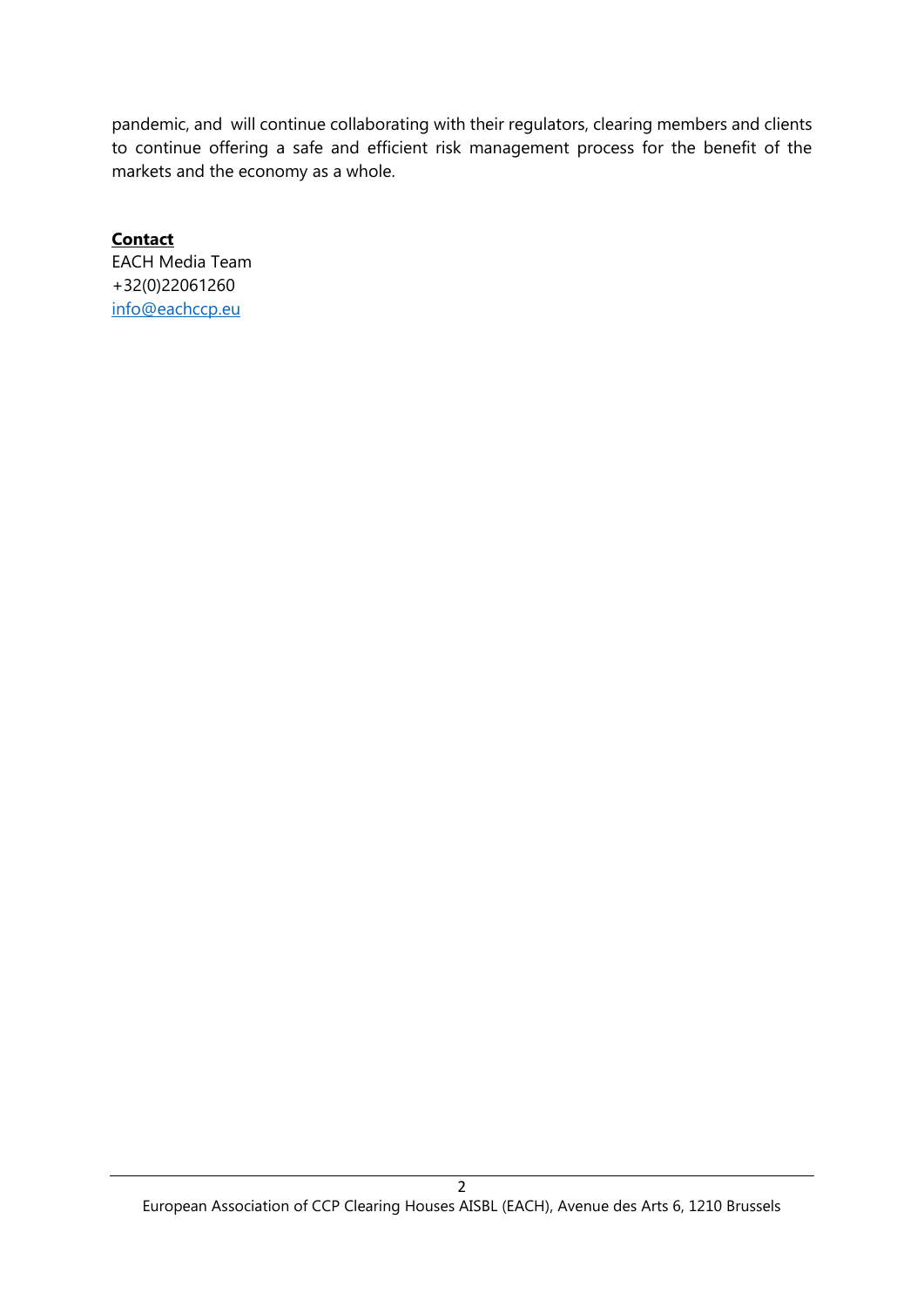pandemic, and will continue collaborating with their regulators, clearing members and clients to continue offering a safe and efficient risk management process for the benefit of the markets and the economy as a whole.

**Contact**
EACH Media Team
+32(0)22061260
info@eachccp.eu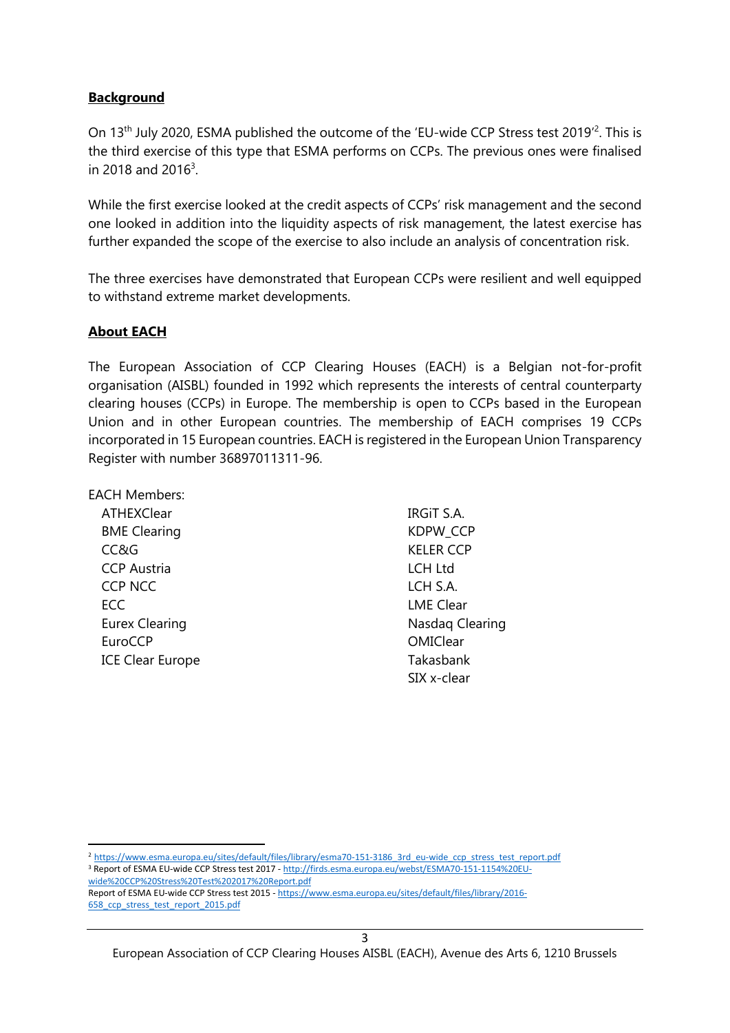## **Background**

On 13th July 2020, ESMA published the outcome of the 'EU-wide CCP Stress test 2019'[2]. This is the third exercise of this type that ESMA performs on CCPs. The previous ones were finalised in 2018 and 2016[3].

While the first exercise looked at the credit aspects of CCPs' risk management and the second one looked in addition into the liquidity aspects of risk management, the latest exercise has further expanded the scope of the exercise to also include an analysis of concentration risk.

The three exercises have demonstrated that European CCPs were resilient and well equipped to withstand extreme market developments.

## **About EACH**

The European Association of CCP Clearing Houses (EACH) is a Belgian not-for-profit organisation (AISBL) founded in 1992 which represents the interests of central counterparty clearing houses (CCPs) in Europe. The membership is open to CCPs based in the European Union and in other European countries. The membership of EACH comprises 19 CCPs incorporated in 15 European countries. EACH is registered in the European Union Transparency Register with number 36897011311-96.

EACH Members:

- ATHEXClear
- BME Clearing
- CC&G
- CCP Austria
- CCP NCC
- ECC
- Eurex Clearing
- EuroCCP
- ICE Clear Europe
- IRGiT S.A.
- KDPW_CCP
- KELER CCP
- LCH Ltd
- LCH S.A.
- LME Clear
- Nasdaq Clearing
- OMIClear
- Takasbank
- SIX x-clear

---

[2] https://www.esma.europa.eu/sites/default/files/library/esma70-151-3186_3rd_eu-wide_ccp_stress_test_report.pdf

[3] Report of ESMA EU-wide CCP Stress test 2017 - http://firds.esma.europa.eu/webst/ESMA70-151-1154%20EU-wide%20CCP%20Stress%20Test%202017%20Report.pdf

Report of ESMA EU-wide CCP Stress test 2015 - https://www.esma.europa.eu/sites/default/files/library/2016-658_ccp_stress_test_report_2015.pdf